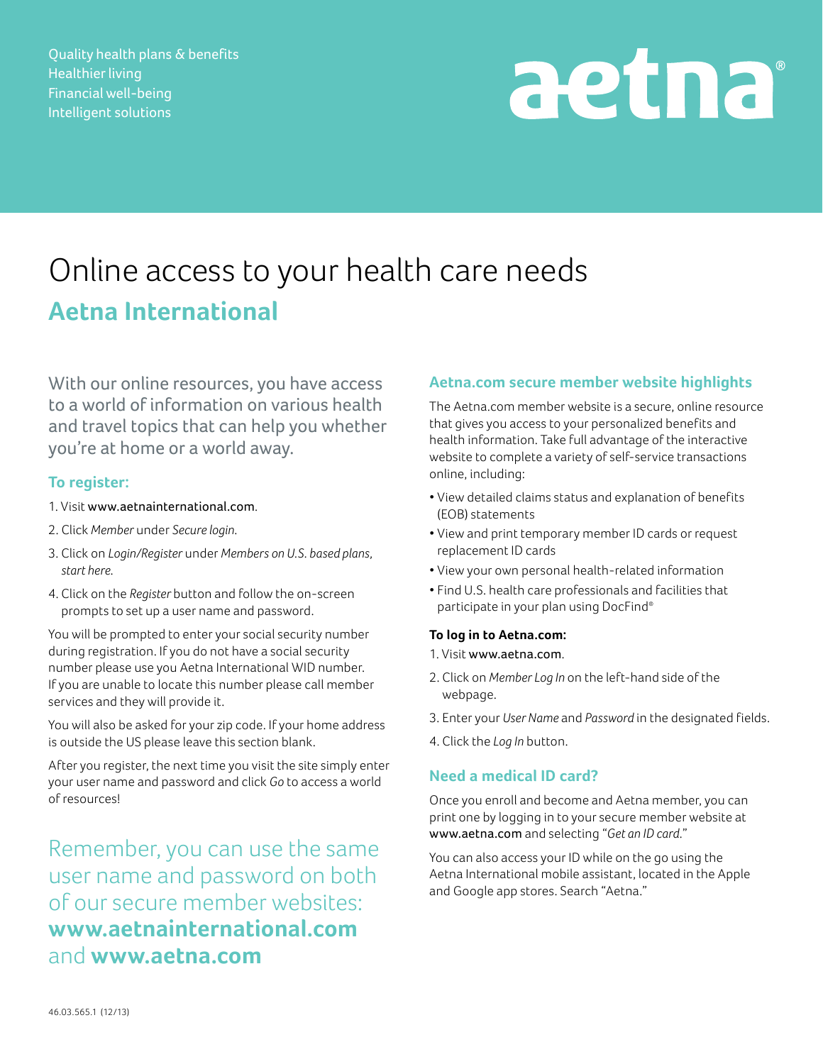Quality health plans & benefits
Healthier living
Financial well-being
Intelligent solutions

aetna®

# Online access to your health care needs

## Aetna International

With our online resources, you have access to a world of information on various health and travel topics that can help you whether you're at home or a world away.

### To register:

1. Visit www.aetnainternational.com.
2. Click *Member* under *Secure login.*
3. Click on *Login/Register* under *Members on U.S. based plans, start here.*
4. Click on the *Register* button and follow the on-screen prompts to set up a user name and password.

You will be prompted to enter your social security number during registration. If you do not have a social security number please use you Aetna International WID number. If you are unable to locate this number please call member services and they will provide it.

You will also be asked for your zip code. If your home address is outside the US please leave this section blank.

After you register, the next time you visit the site simply enter your user name and password and click *Go* to access a world of resources!

Remember, you can use the same user name and password on both of our secure member websites: **www.aetnainternational.com** and **www.aetna.com**

### Aetna.com secure member website highlights

The Aetna.com member website is a secure, online resource that gives you access to your personalized benefits and health information. Take full advantage of the interactive website to complete a variety of self-service transactions online, including:

- View detailed claims status and explanation of benefits (EOB) statements
- View and print temporary member ID cards or request replacement ID cards
- View your own personal health-related information
- Find U.S. health care professionals and facilities that participate in your plan using DocFind®

**To log in to Aetna.com:**

1. Visit www.aetna.com.
2. Click on *Member Log In* on the left-hand side of the webpage.
3. Enter your *User Name* and *Password* in the designated fields.
4. Click the *Log In* button.

### Need a medical ID card?

Once you enroll and become and Aetna member, you can print one by logging in to your secure member website at www.aetna.com and selecting *"Get an ID card."*

You can also access your ID while on the go using the Aetna International mobile assistant, located in the Apple and Google app stores. Search "Aetna."

46.03.565.1 (12/13)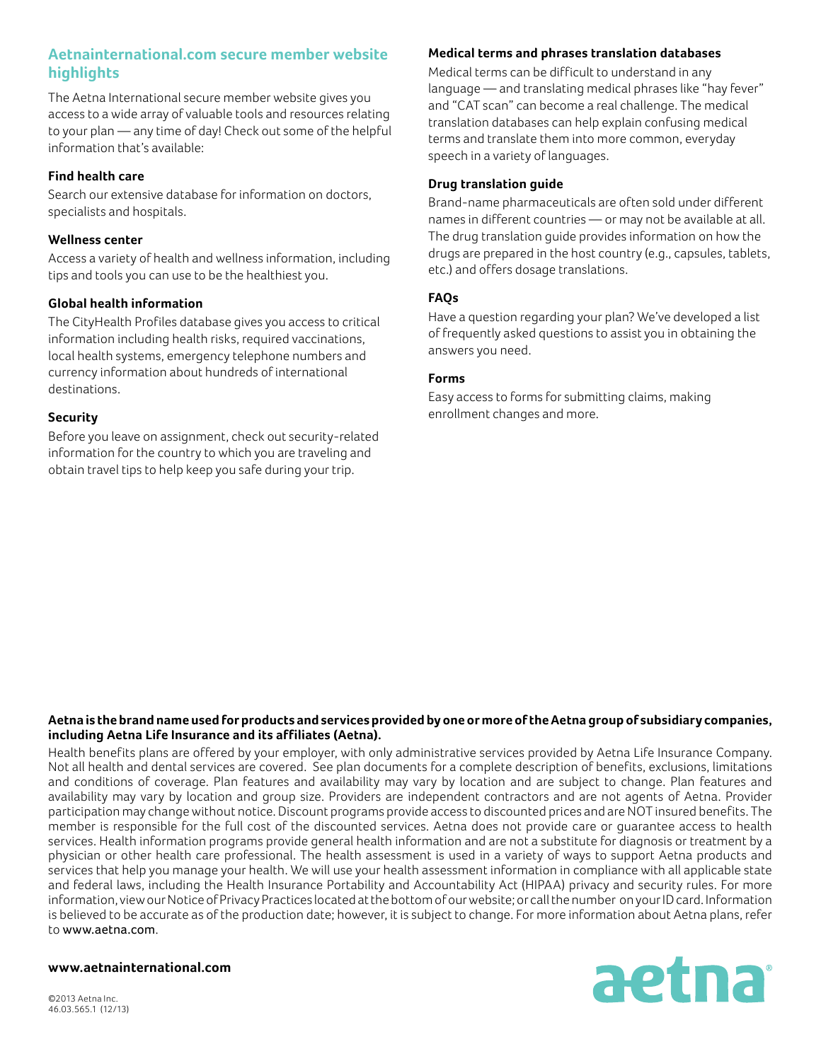## Aetnainternational.com secure member website highlights

The Aetna International secure member website gives you access to a wide array of valuable tools and resources relating to your plan — any time of day! Check out some of the helpful information that's available:

### Find health care

Search our extensive database for information on doctors, specialists and hospitals.

### Wellness center

Access a variety of health and wellness information, including tips and tools you can use to be the healthiest you.

### Global health information

The CityHealth Profiles database gives you access to critical information including health risks, required vaccinations, local health systems, emergency telephone numbers and currency information about hundreds of international destinations.

### Security

Before you leave on assignment, check out security-related information for the country to which you are traveling and obtain travel tips to help keep you safe during your trip.

### Medical terms and phrases translation databases

Medical terms can be difficult to understand in any language — and translating medical phrases like "hay fever" and "CAT scan" can become a real challenge. The medical translation databases can help explain confusing medical terms and translate them into more common, everyday speech in a variety of languages.

### Drug translation guide

Brand-name pharmaceuticals are often sold under different names in different countries — or may not be available at all. The drug translation guide provides information on how the drugs are prepared in the host country (e.g., capsules, tablets, etc.) and offers dosage translations.

### FAQs

Have a question regarding your plan? We've developed a list of frequently asked questions to assist you in obtaining the answers you need.

### Forms

Easy access to forms for submitting claims, making enrollment changes and more.

**Aetna is the brand name used for products and services provided by one or more of the Aetna group of subsidiary companies, including Aetna Life Insurance and its affiliates (Aetna).**

Health benefits plans are offered by your employer, with only administrative services provided by Aetna Life Insurance Company. Not all health and dental services are covered. See plan documents for a complete description of benefits, exclusions, limitations and conditions of coverage. Plan features and availability may vary by location and are subject to change. Plan features and availability may vary by location and group size. Providers are independent contractors and are not agents of Aetna. Provider participation may change without notice. Discount programs provide access to discounted prices and are NOT insured benefits. The member is responsible for the full cost of the discounted services. Aetna does not provide care or guarantee access to health services. Health information programs provide general health information and are not a substitute for diagnosis or treatment by a physician or other health care professional. The health assessment is used in a variety of ways to support Aetna products and services that help you manage your health. We will use your health assessment information in compliance with all applicable state and federal laws, including the Health Insurance Portability and Accountability Act (HIPAA) privacy and security rules. For more information, view our Notice of Privacy Practices located at the bottom of our website; or call the number on your ID card. Information is believed to be accurate as of the production date; however, it is subject to change. For more information about Aetna plans, refer to www.aetna.com.

**www.aetnainternational.com**

aetna®

©2013 Aetna Inc.
46.03.565.1 (12/13)